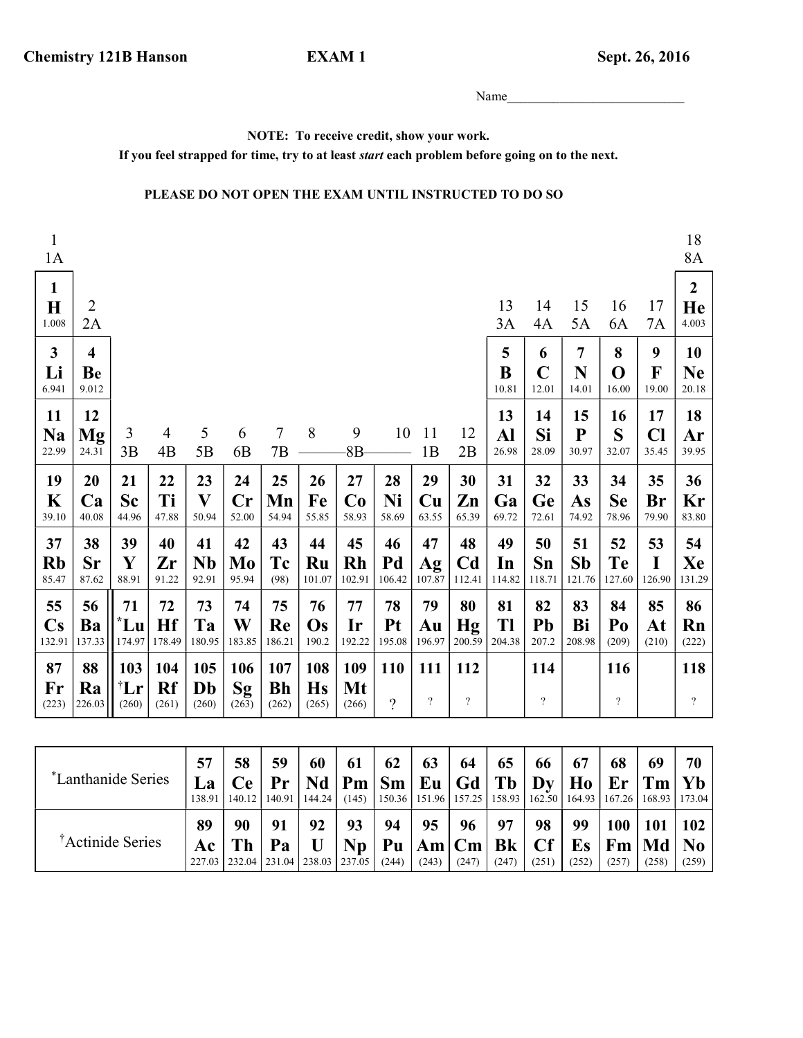**Chemistry 121B Hanson** **EXAM 1** **Sept. 26, 2016**

Name____________________________

**NOTE: To receive credit, show your work.**

**If you feel strapped for time, try to at least *start* each problem before going on to the next.**

**PLEASE DO NOT OPEN THE EXAM UNTIL INSTRUCTED TO DO SO**

| 1<br>1A | | | | | | | | | | | | | | | | | 18<br>8A |
|---|---|---|---|---|---|---|---|---|---|---|---|---|---|---|---|---|---|
| **1**<br>**H**<br>1.008 | 2<br>2A | | | | | | | | | | | 13<br>3A | 14<br>4A | 15<br>5A | 16<br>6A | 17<br>7A | **2**<br>**He**<br>4.003 |
| **3**<br>**Li**<br>6.941 | **4**<br>**Be**<br>9.012 | | | | | | | | | | | **5**<br>**B**<br>10.81 | **6**<br>**C**<br>12.01 | **7**<br>**N**<br>14.01 | **8**<br>**O**<br>16.00 | **9**<br>**F**<br>19.00 | **10**<br>**Ne**<br>20.18 |
| **11**<br>**Na**<br>22.99 | **12**<br>**Mg**<br>24.31 | 3<br>3B | 4<br>4B | 5<br>5B | 6<br>6B | 7<br>7B | 8 | 9<br>8B | 10 | 11<br>1B | 12<br>2B | **13**<br>**Al**<br>26.98 | **14**<br>**Si**<br>28.09 | **15**<br>**P**<br>30.97 | **16**<br>**S**<br>32.07 | **17**<br>**Cl**<br>35.45 | **18**<br>**Ar**<br>39.95 |
| **19**<br>**K**<br>39.10 | **20**<br>**Ca**<br>40.08 | **21**<br>**Sc**<br>44.96 | **22**<br>**Ti**<br>47.88 | **23**<br>**V**<br>50.94 | **24**<br>**Cr**<br>52.00 | **25**<br>**Mn**<br>54.94 | **26**<br>**Fe**<br>55.85 | **27**<br>**Co**<br>58.93 | **28**<br>**Ni**<br>58.69 | **29**<br>**Cu**<br>63.55 | **30**<br>**Zn**<br>65.39 | **31**<br>**Ga**<br>69.72 | **32**<br>**Ge**<br>72.61 | **33**<br>**As**<br>74.92 | **34**<br>**Se**<br>78.96 | **35**<br>**Br**<br>79.90 | **36**<br>**Kr**<br>83.80 |
| **37**<br>**Rb**<br>85.47 | **38**<br>**Sr**<br>87.62 | **39**<br>**Y**<br>88.91 | **40**<br>**Zr**<br>91.22 | **41**<br>**Nb**<br>92.91 | **42**<br>**Mo**<br>95.94 | **43**<br>**Tc**<br>(98) | **44**<br>**Ru**<br>101.07 | **45**<br>**Rh**<br>102.91 | **46**<br>**Pd**<br>106.42 | **47**<br>**Ag**<br>107.87 | **48**<br>**Cd**<br>112.41 | **49**<br>**In**<br>114.82 | **50**<br>**Sn**<br>118.71 | **51**<br>**Sb**<br>121.76 | **52**<br>**Te**<br>127.60 | **53**<br>**I**<br>126.90 | **54**<br>**Xe**<br>131.29 |
| **55**<br>**Cs**<br>132.91 | **56**<br>**Ba**<br>137.33 | **71**<br>***Lu**<br>174.97 | **72**<br>**Hf**<br>178.49 | **73**<br>**Ta**<br>180.95 | **74**<br>**W**<br>183.85 | **75**<br>**Re**<br>186.21 | **76**<br>**Os**<br>190.2 | **77**<br>**Ir**<br>192.22 | **78**<br>**Pt**<br>195.08 | **79**<br>**Au**<br>196.97 | **80**<br>**Hg**<br>200.59 | **81**<br>**Tl**<br>204.38 | **82**<br>**Pb**<br>207.2 | **83**<br>**Bi**<br>208.98 | **84**<br>**Po**<br>(209) | **85**<br>**At**<br>(210) | **86**<br>**Rn**<br>(222) |
| **87**<br>**Fr**<br>(223) | **88**<br>**Ra**<br>226.03 | **103**<br>**†Lr**<br>(260) | **104**<br>**Rf**<br>(261) | **105**<br>**Db**<br>(260) | **106**<br>**Sg**<br>(263) | **107**<br>**Bh**<br>(262) | **108**<br>**Hs**<br>(265) | **109**<br>**Mt**<br>(266) | **110**<br>? | **111**<br>? | **112**<br>? | | **114**<br>? | | **116**<br>? | | **118**<br>? |

| | 57 | 58 | 59 | 60 | 61 | 62 | 63 | 64 | 65 | 66 | 67 | 68 | 69 | 70 |
|---|---|---|---|---|---|---|---|---|---|---|---|---|---|---|
| *Lanthanide Series | **La**<br>138.91 | **Ce**<br>140.12 | **Pr**<br>140.91 | **Nd**<br>144.24 | **Pm**<br>(145) | **Sm**<br>150.36 | **Eu**<br>151.96 | **Gd**<br>157.25 | **Tb**<br>158.93 | **Dy**<br>162.50 | **Ho**<br>164.93 | **Er**<br>167.26 | **Tm**<br>168.93 | **Yb**<br>173.04 |
| | **89** | **90** | **91** | **92** | **93** | **94** | **95** | **96** | **97** | **98** | **99** | **100** | **101** | **102** |
| †Actinide Series | **Ac**<br>227.03 | **Th**<br>232.04 | **Pa**<br>231.04 | **U**<br>238.03 | **Np**<br>237.05 | **Pu**<br>(244) | **Am**<br>(243) | **Cm**<br>(247) | **Bk**<br>(247) | **Cf**<br>(251) | **Es**<br>(252) | **Fm**<br>(257) | **Md**<br>(258) | **No**<br>(259) |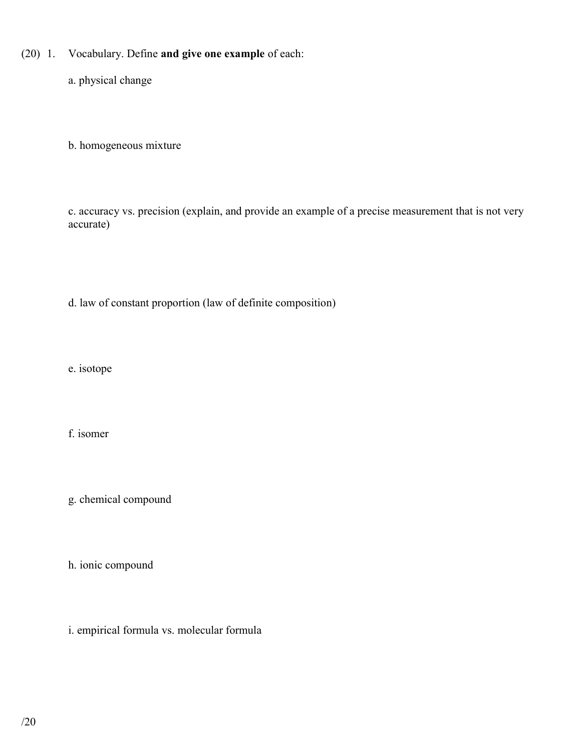(20) 1. Vocabulary. Define **and give one example** of each:

a. physical change

b. homogeneous mixture

c. accuracy vs. precision (explain, and provide an example of a precise measurement that is not very accurate)

d. law of constant proportion (law of definite composition)

e. isotope

f. isomer

g. chemical compound

h. ionic compound

i. empirical formula vs. molecular formula

/20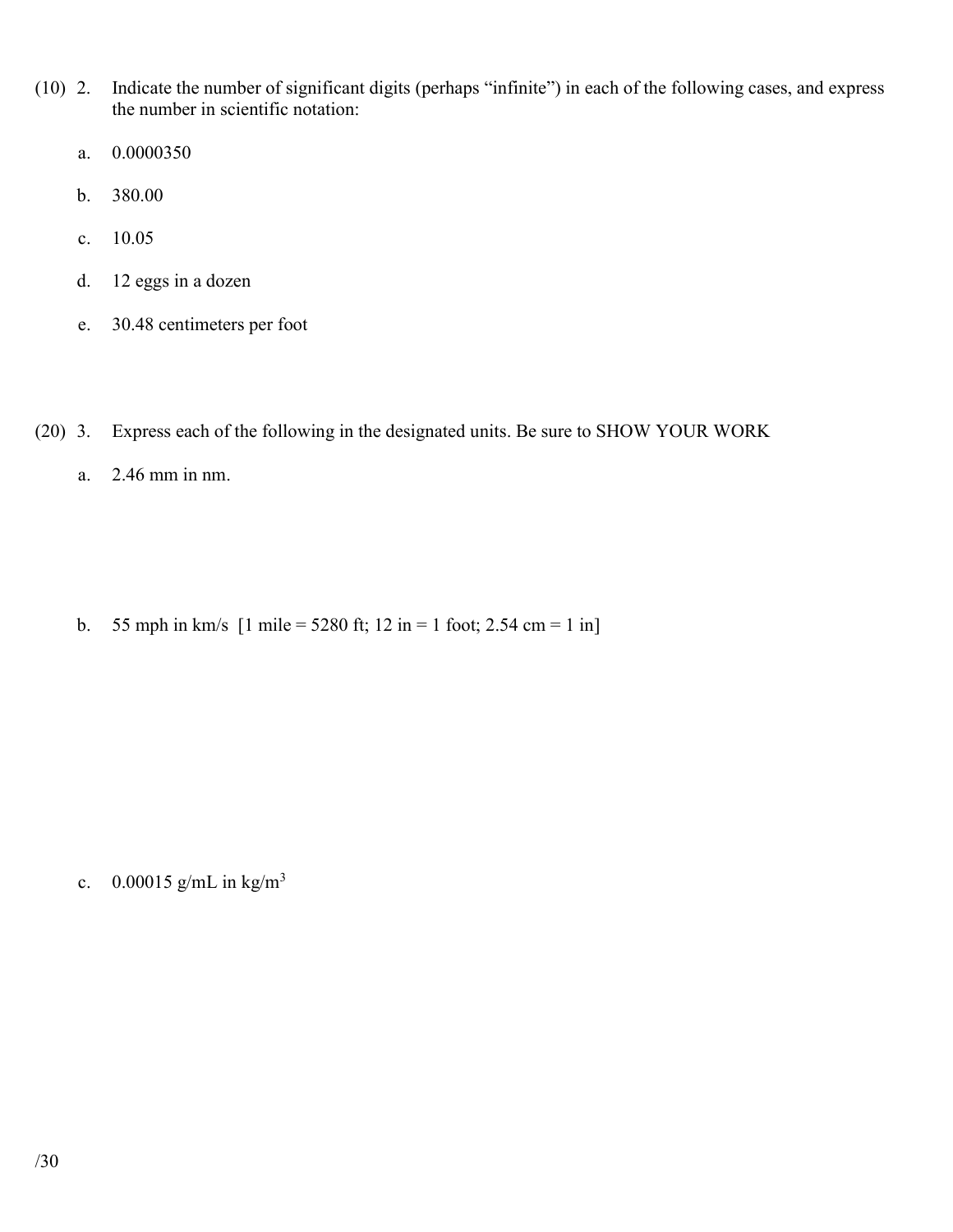(10) 2. Indicate the number of significant digits (perhaps "infinite") in each of the following cases, and express the number in scientific notation:

a. 0.0000350

b. 380.00

c. 10.05

d. 12 eggs in a dozen

e. 30.48 centimeters per foot

(20) 3. Express each of the following in the designated units. Be sure to SHOW YOUR WORK

a. 2.46 mm in nm.

b. 55 mph in km/s [1 mile = 5280 ft; 12 in = 1 foot; 2.54 cm = 1 in]

c. 0.00015 g/mL in $kg/m^3$

/30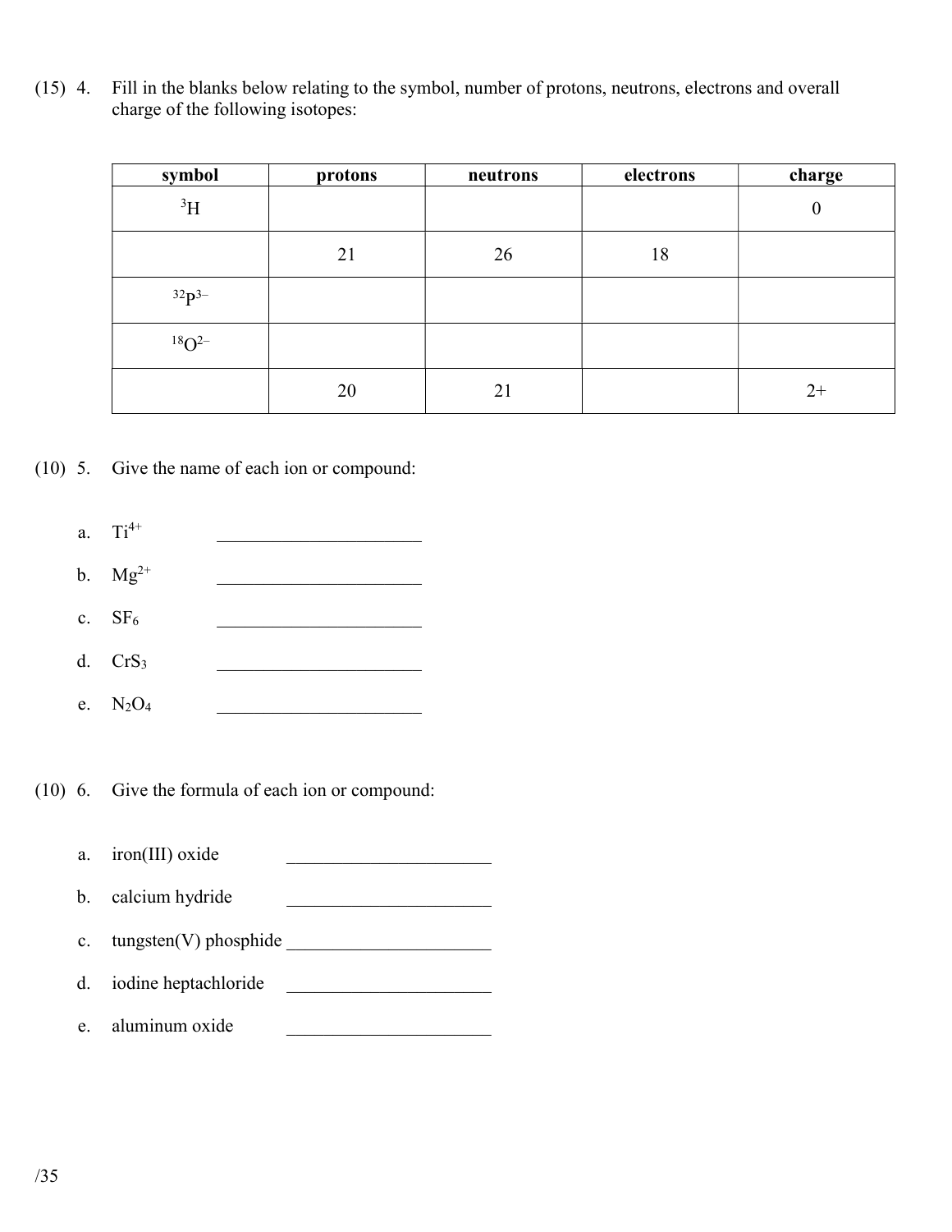(15) 4. Fill in the blanks below relating to the symbol, number of protons, neutrons, electrons and overall charge of the following isotopes:

| symbol | protons | neutrons | electrons | charge |
|---|---|---|---|---|
| $^{3}H$ | | | | 0 |
| | 21 | 26 | 18 | |
| $^{32}P^{3-}$ | | | | |
| $^{18}O^{2-}$ | | | | |
| | 20 | 21 | | 2+ |

(10) 5. Give the name of each ion or compound:

a. $Ti^{4+}$ ______________________

b. $Mg^{2+}$ ______________________

c. $SF_6$ ______________________

d. $CrS_3$ ______________________

e. $N_2O_4$ ______________________

(10) 6. Give the formula of each ion or compound:

a. iron(III) oxide ______________________

b. calcium hydride ______________________

c. tungsten(V) phosphide ______________________

d. iodine heptachloride ______________________

e. aluminum oxide ______________________

/35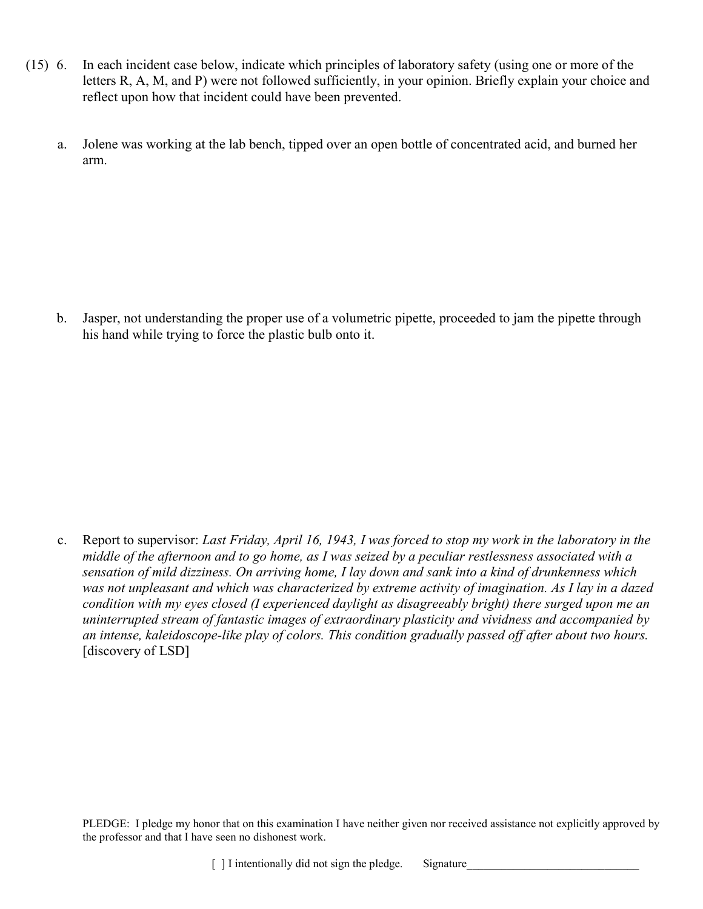(15) 6. In each incident case below, indicate which principles of laboratory safety (using one or more of the letters R, A, M, and P) were not followed sufficiently, in your opinion. Briefly explain your choice and reflect upon how that incident could have been prevented.

a. Jolene was working at the lab bench, tipped over an open bottle of concentrated acid, and burned her arm.

b. Jasper, not understanding the proper use of a volumetric pipette, proceeded to jam the pipette through his hand while trying to force the plastic bulb onto it.

c. Report to supervisor: *Last Friday, April 16, 1943, I was forced to stop my work in the laboratory in the middle of the afternoon and to go home, as I was seized by a peculiar restlessness associated with a sensation of mild dizziness. On arriving home, I lay down and sank into a kind of drunkenness which was not unpleasant and which was characterized by extreme activity of imagination. As I lay in a dazed condition with my eyes closed (I experienced daylight as disagreeably bright) there surged upon me an uninterrupted stream of fantastic images of extraordinary plasticity and vividness and accompanied by an intense, kaleidoscope-like play of colors. This condition gradually passed off after about two hours.* [discovery of LSD]

PLEDGE: I pledge my honor that on this examination I have neither given nor received assistance not explicitly approved by the professor and that I have seen no dishonest work.

[ ] I intentionally did not sign the pledge. Signature______________________________